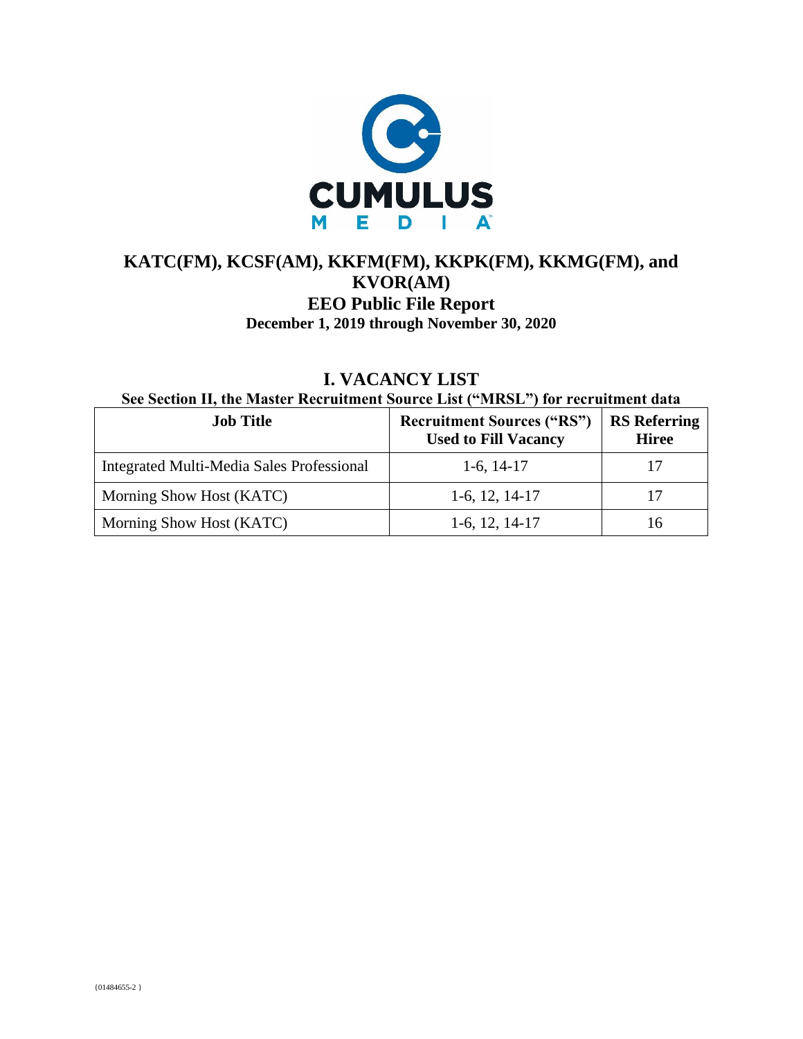CUMULUS MEDIA

# KATC(FM), KCSF(AM), KKFM(FM), KKPK(FM), KKMG(FM), and KVOR(AM)

## EEO Public File Report

### December 1, 2019 through November 30, 2020

## I. VACANCY LIST

**See Section II, the Master Recruitment Source List ("MRSL") for recruitment data**

| Job Title | Recruitment Sources ("RS") Used to Fill Vacancy | RS Referring Hiree |
|---|---|---|
| Integrated Multi-Media Sales Professional | 1-6, 14-17 | 17 |
| Morning Show Host (KATC) | 1-6, 12, 14-17 | 17 |
| Morning Show Host (KATC) | 1-6, 12, 14-17 | 16 |

{01484655-2 }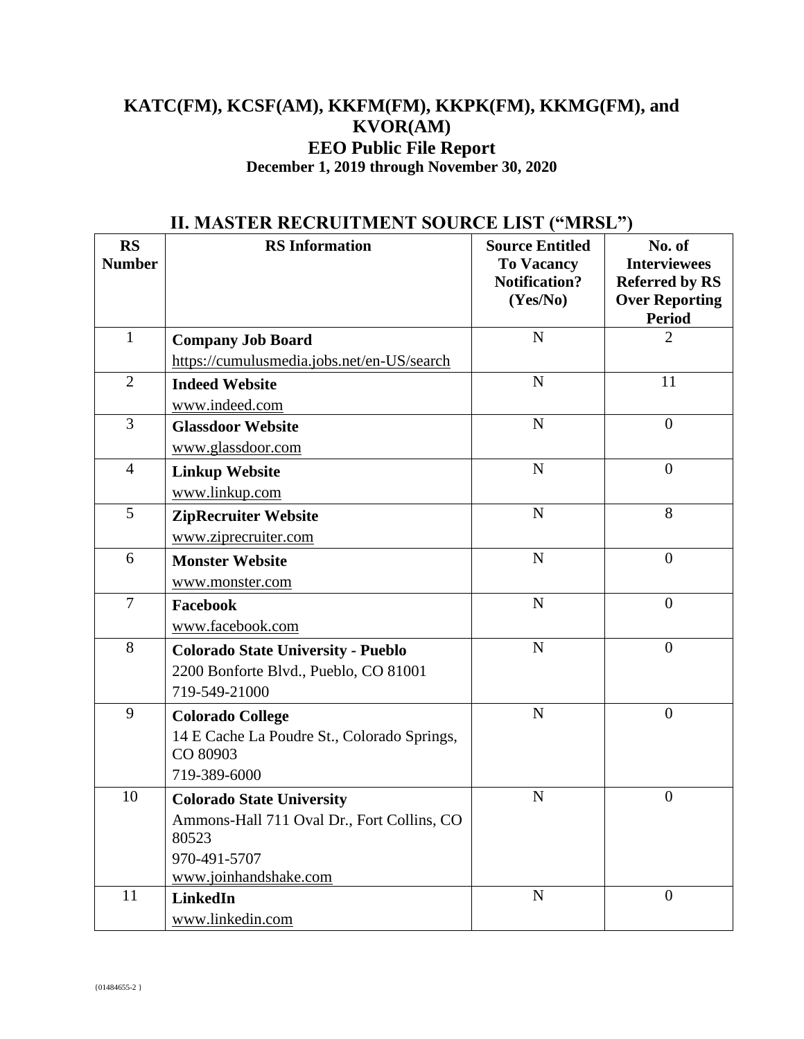# KATC(FM), KCSF(AM), KKFM(FM), KKPK(FM), KKMG(FM), and KVOR(AM)

## EEO Public File Report

### December 1, 2019 through November 30, 2020

## II. MASTER RECRUITMENT SOURCE LIST ("MRSL")

| RS Number | RS Information | Source Entitled To Vacancy Notification? (Yes/No) | No. of Interviewees Referred by RS Over Reporting Period |
|---|---|---|---|
| 1 | **Company Job Board**<br>https://cumulusmedia.jobs.net/en-US/search | N | 2 |
| 2 | **Indeed Website**<br>www.indeed.com | N | 11 |
| 3 | **Glassdoor Website**<br>www.glassdoor.com | N | 0 |
| 4 | **Linkup Website**<br>www.linkup.com | N | 0 |
| 5 | **ZipRecruiter Website**<br>www.ziprecruiter.com | N | 8 |
| 6 | **Monster Website**<br>www.monster.com | N | 0 |
| 7 | **Facebook**<br>www.facebook.com | N | 0 |
| 8 | **Colorado State University - Pueblo**<br>2200 Bonforte Blvd., Pueblo, CO 81001<br>719-549-21000 | N | 0 |
| 9 | **Colorado College**<br>14 E Cache La Poudre St., Colorado Springs, CO 80903<br>719-389-6000 | N | 0 |
| 10 | **Colorado State University**<br>Ammons-Hall 711 Oval Dr., Fort Collins, CO 80523<br>970-491-5707<br>www.joinhandshake.com | N | 0 |
| 11 | **LinkedIn**<br>www.linkedin.com | N | 0 |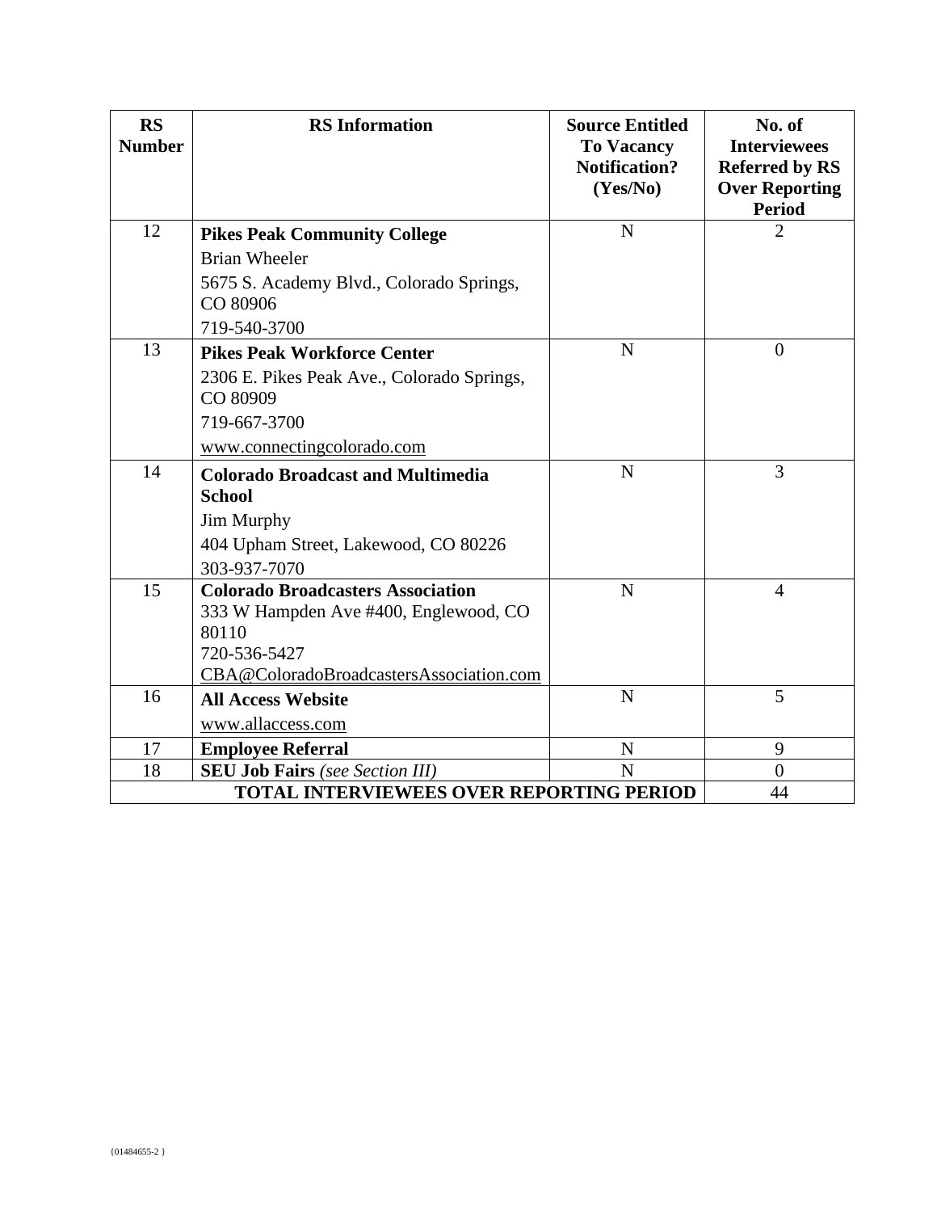| RS Number | RS Information | Source Entitled To Vacancy Notification? (Yes/No) | No. of Interviewees Referred by RS Over Reporting Period |
|---|---|---|---|
| 12 | **Pikes Peak Community College**<br>Brian Wheeler<br>5675 S. Academy Blvd., Colorado Springs, CO 80906<br>719-540-3700 | N | 2 |
| 13 | **Pikes Peak Workforce Center**<br>2306 E. Pikes Peak Ave., Colorado Springs, CO 80909<br>719-667-3700<br>www.connectingcolorado.com | N | 0 |
| 14 | **Colorado Broadcast and Multimedia School**<br>Jim Murphy<br>404 Upham Street, Lakewood, CO 80226<br>303-937-7070 | N | 3 |
| 15 | **Colorado Broadcasters Association**<br>333 W Hampden Ave #400, Englewood, CO 80110<br>720-536-5427<br>CBA@ColoradoBroadcastersAssociation.com | N | 4 |
| 16 | **All Access Website**<br>www.allaccess.com | N | 5 |
| 17 | **Employee Referral** | N | 9 |
| 18 | **SEU Job Fairs** *(see Section III)* | N | 0 |
| **TOTAL INTERVIEWEES OVER REPORTING PERIOD** | | | 44 |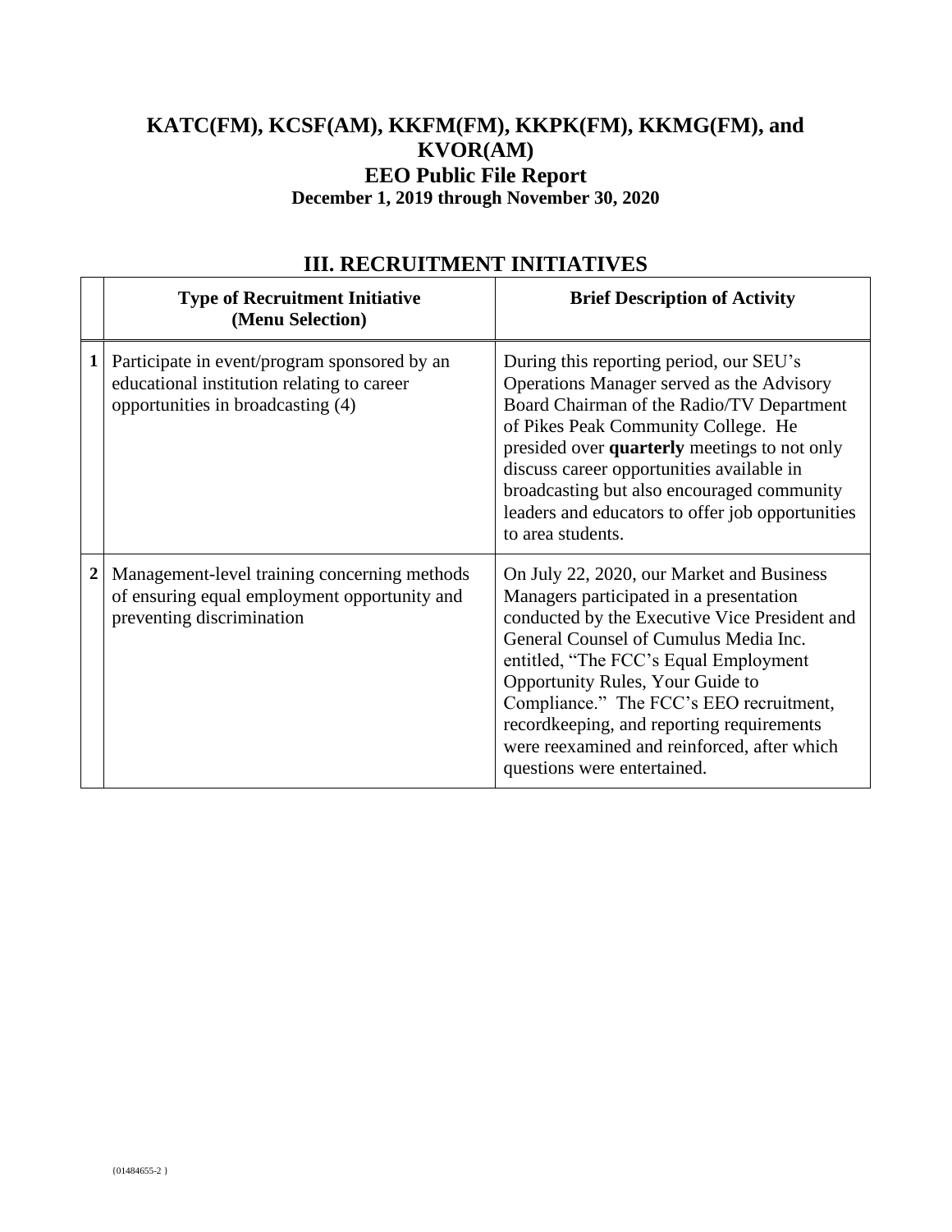# KATC(FM), KCSF(AM), KKFM(FM), KKPK(FM), KKMG(FM), and KVOR(AM)

## EEO Public File Report

### December 1, 2019 through November 30, 2020

## III. RECRUITMENT INITIATIVES

| | Type of Recruitment Initiative (Menu Selection) | Brief Description of Activity |
|---|---|---|
| 1 | Participate in event/program sponsored by an educational institution relating to career opportunities in broadcasting (4) | During this reporting period, our SEU's Operations Manager served as the Advisory Board Chairman of the Radio/TV Department of Pikes Peak Community College. He presided over **quarterly** meetings to not only discuss career opportunities available in broadcasting but also encouraged community leaders and educators to offer job opportunities to area students. |
| 2 | Management-level training concerning methods of ensuring equal employment opportunity and preventing discrimination | On July 22, 2020, our Market and Business Managers participated in a presentation conducted by the Executive Vice President and General Counsel of Cumulus Media Inc. entitled, "The FCC's Equal Employment Opportunity Rules, Your Guide to Compliance." The FCC's EEO recruitment, recordkeeping, and reporting requirements were reexamined and reinforced, after which questions were entertained. |

{01484655-2 }